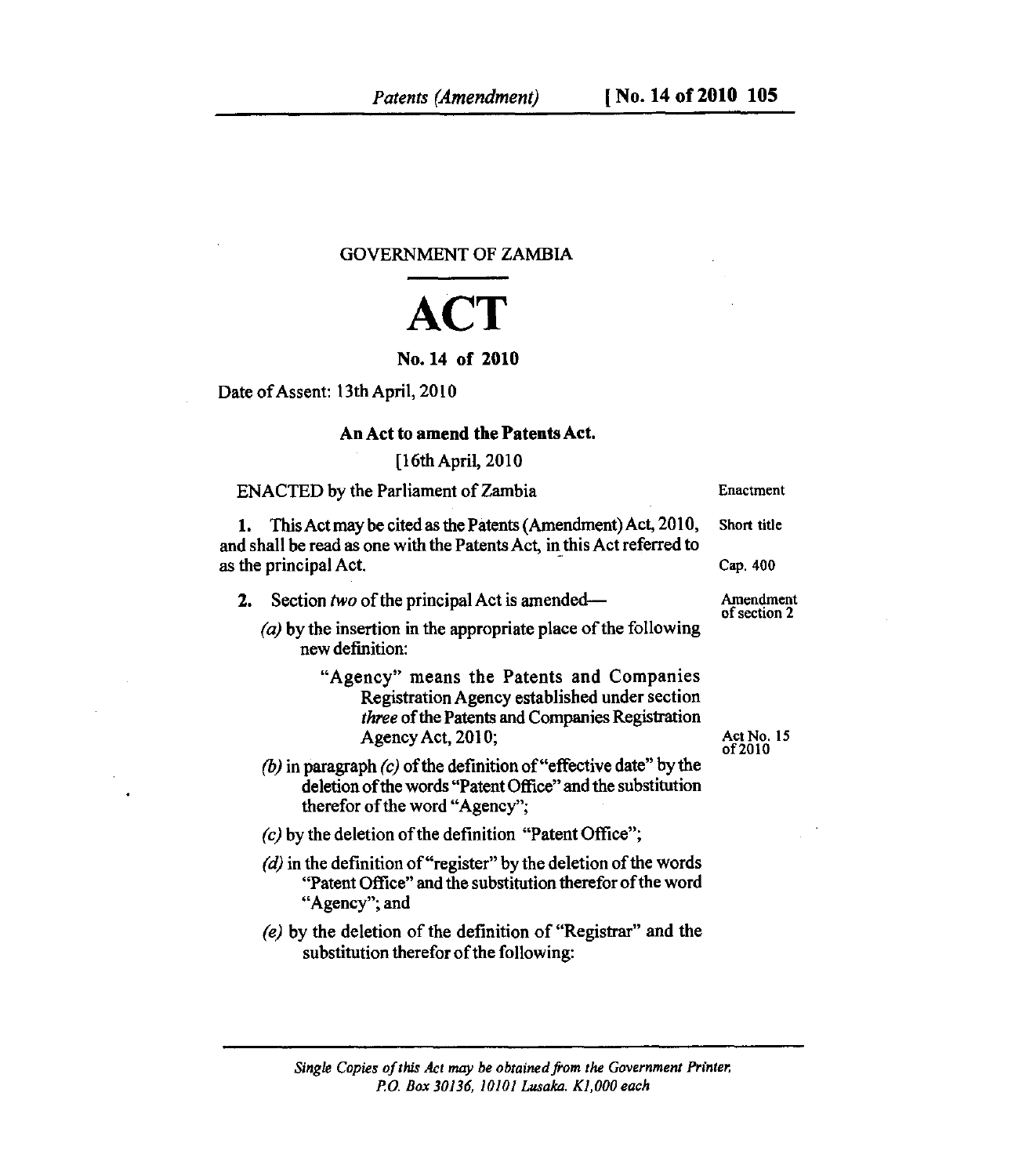GOVERNMENT OF ZAMBIA

# ACT

**No. 14 of 2010**

Date of Assent: 13th April, 2010

**An Act to amend the Patents Act.**

[16th April, 2010

ENACTED by the Parliament of Zambia — Enactment

**1.** This Act may be cited as the Patents (Amendment) Act, 2010, and shall be read as one with the Patents Act, in this Act referred to as the principal Act. — Short title; Cap. 400

**2.** Section *two* of the principal Act is amended— — Amendment of section 2

*(a)* by the insertion in the appropriate place of the following new definition:

> "Agency" means the Patents and Companies Registration Agency established under section *three* of the Patents and Companies Registration Agency Act, 2010; — Act No. 15 of 2010

*(b)* in paragraph *(c)* of the definition of "effective date" by the deletion of the words "Patent Office" and the substitution therefor of the word "Agency";

*(c)* by the deletion of the definition "Patent Office";

*(d)* in the definition of "register" by the deletion of the words "Patent Office" and the substitution therefor of the word "Agency"; and

*(e)* by the deletion of the definition of "Registrar" and the substitution therefor of the following:

*Single Copies of this Act may be obtained from the Government Printer, P.O. Box 30136, 10101 Lusaka. K1,000 each*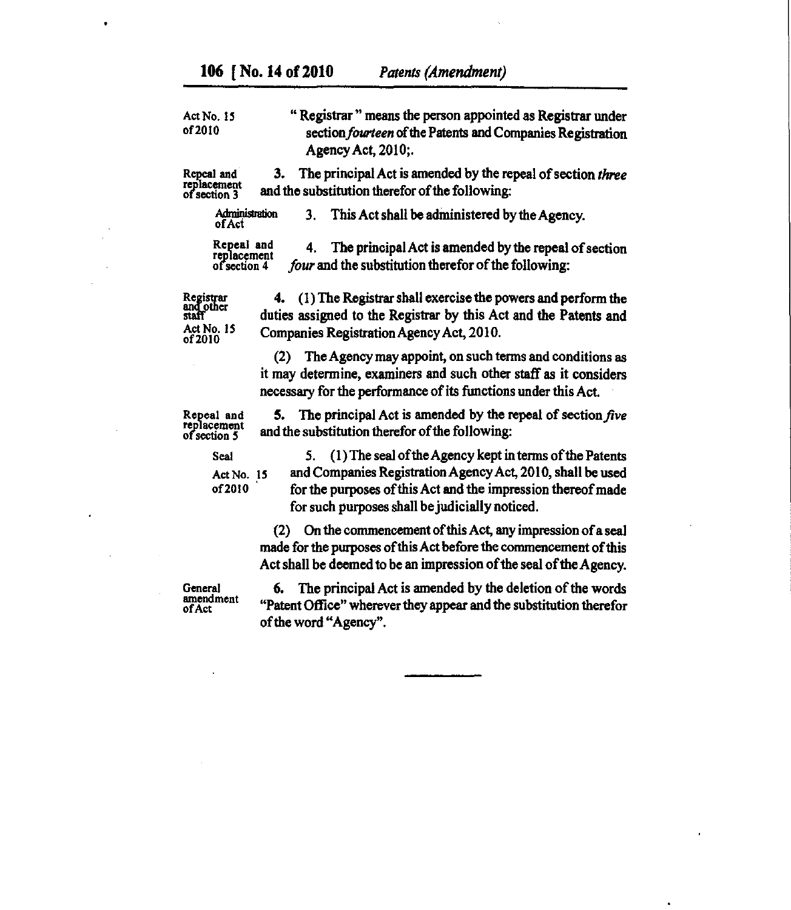Act No. 15 of 2010

"Registrar" means the person appointed as Registrar under section *fourteen* of the Patents and Companies Registration Agency Act, 2010;.

Repeal and replacement of section 3

**3.** The principal Act is amended by the repeal of section *three* and the substitution therefor of the following:

Administration of Act

3. This Act shall be administered by the Agency.

Repeal and replacement of section 4

4. The principal Act is amended by the repeal of section *four* and the substitution therefor of the following:

Registrar and other staff
Act No. 15 of 2010

**4.** (1) The Registrar shall exercise the powers and perform the duties assigned to the Registrar by this Act and the Patents and Companies Registration Agency Act, 2010.

(2) The Agency may appoint, on such terms and conditions as it may determine, examiners and such other staff as it considers necessary for the performance of its functions under this Act.

Repeal and replacement of section 5

**5.** The principal Act is amended by the repeal of section *five* and the substitution therefor of the following:

Seal
Act No. 15 of 2010

5. (1) The seal of the Agency kept in terms of the Patents and Companies Registration Agency Act, 2010, shall be used for the purposes of this Act and the impression thereof made for such purposes shall be judicially noticed.

(2) On the commencement of this Act, any impression of a seal made for the purposes of this Act before the commencement of this Act shall be deemed to be an impression of the seal of the Agency.

General amendment of Act

**6.** The principal Act is amended by the deletion of the words "Patent Office" wherever they appear and the substitution therefor of the word "Agency".